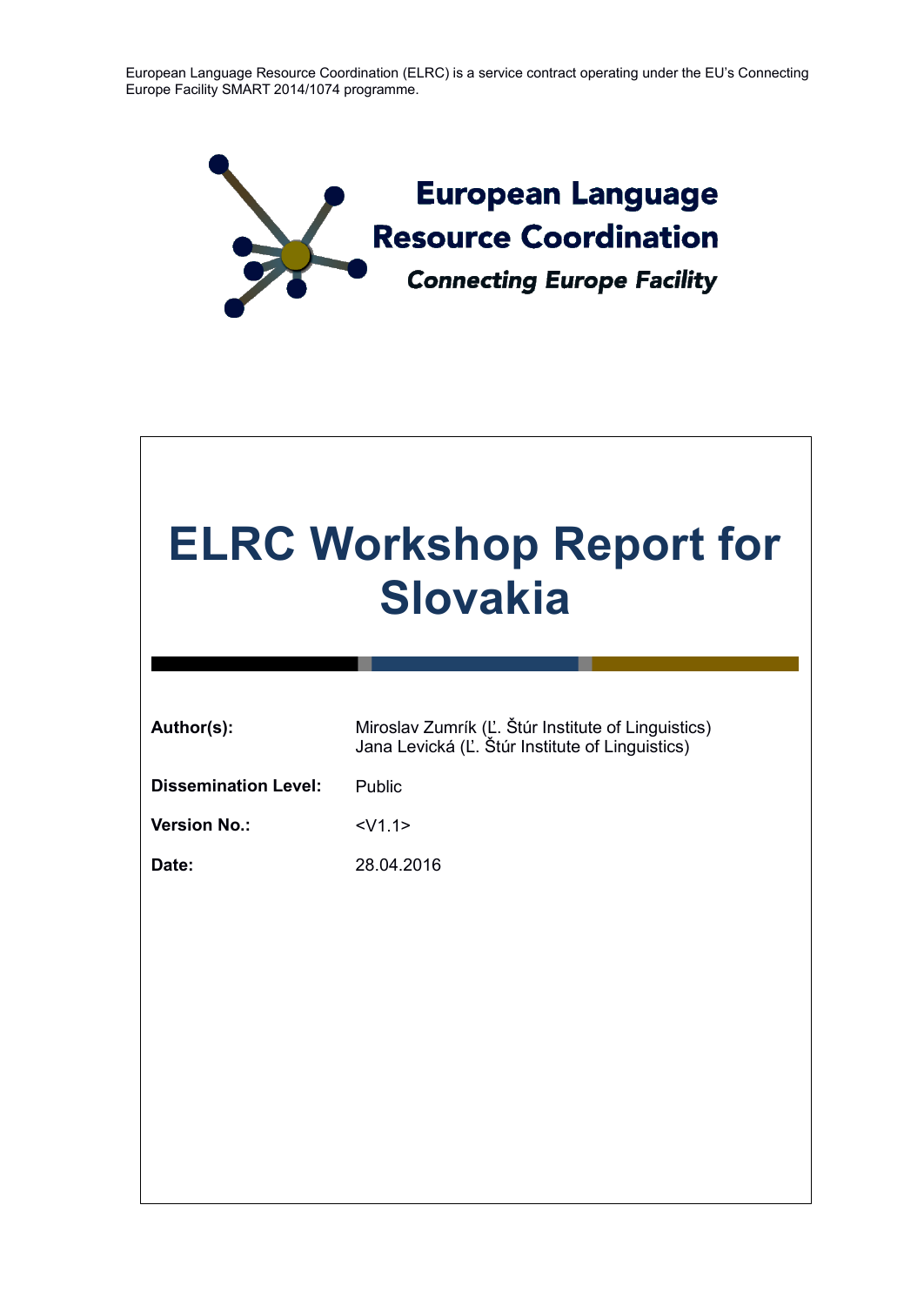European Language Resource Coordination (ELRC) is a service contract operating under the EU's Connecting Europe Facility SMART 2014/1074 programme.

**European Language Resource Coordination**

***Connecting Europe Facility***

# ELRC Workshop Report for Slovakia

**Author(s):** Miroslav Zumrík (Ľ. Štúr Institute of Linguistics)
Jana Levická (Ľ. Štúr Institute of Linguistics)

**Dissemination Level:** Public

**Version No.:** <V1.1>

**Date:** 28.04.2016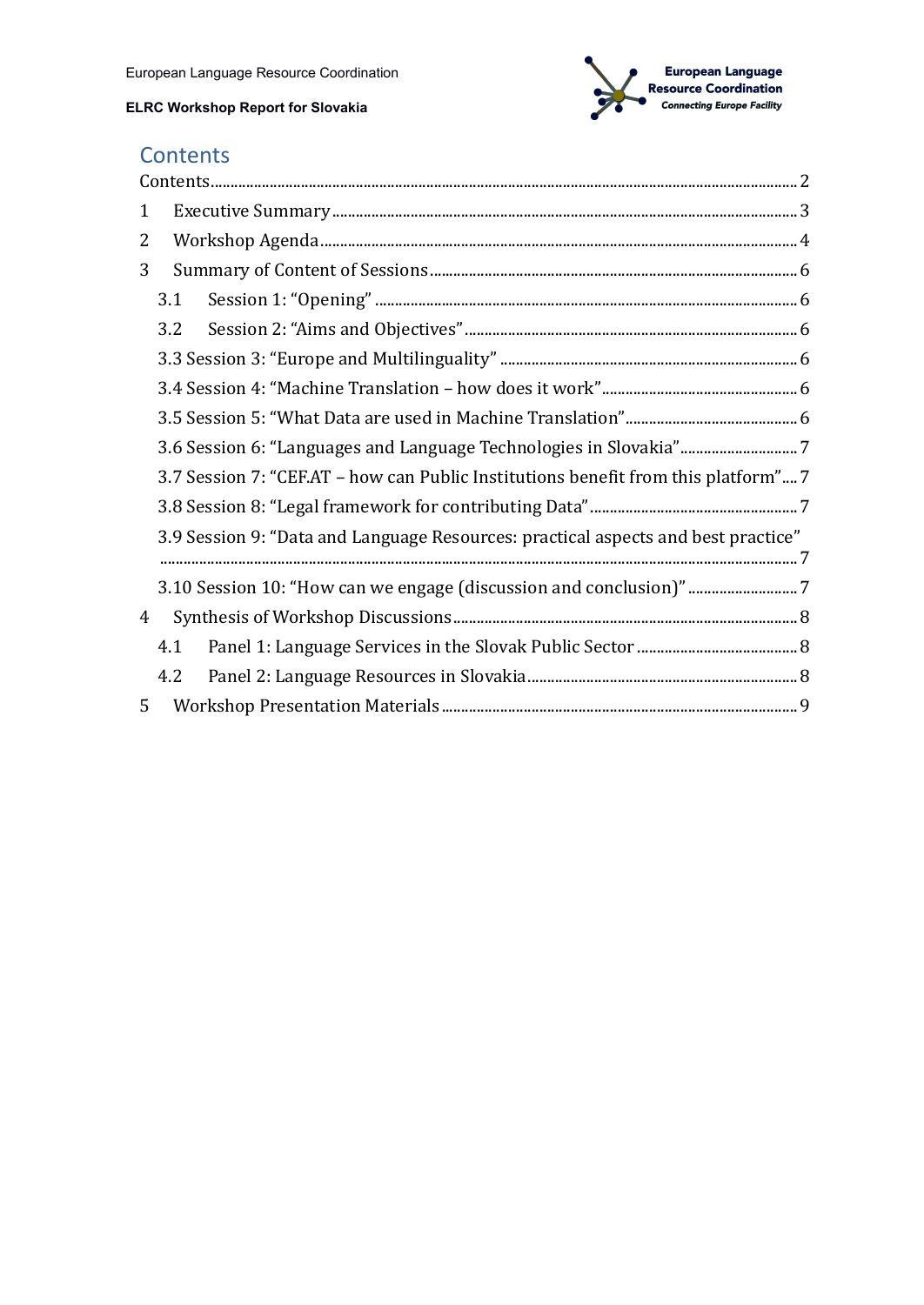## Contents

Contents ........ 2

1 Executive Summary ........ 3

2 Workshop Agenda ........ 4

3 Summary of Content of Sessions ........ 6

3.1 Session 1: "Opening" ........ 6

3.2 Session 2: "Aims and Objectives" ........ 6

3.3 Session 3: "Europe and Multilinguality" ........ 6

3.4 Session 4: "Machine Translation – how does it work" ........ 6

3.5 Session 5: "What Data are used in Machine Translation" ........ 6

3.6 Session 6: "Languages and Language Technologies in Slovakia" ........ 7

3.7 Session 7: "CEF.AT – how can Public Institutions benefit from this platform" ........ 7

3.8 Session 8: "Legal framework for contributing Data" ........ 7

3.9 Session 9: "Data and Language Resources: practical aspects and best practice" ........ 7

3.10 Session 10: "How can we engage (discussion and conclusion)" ........ 7

4 Synthesis of Workshop Discussions ........ 8

4.1 Panel 1: Language Services in the Slovak Public Sector ........ 8

4.2 Panel 2: Language Resources in Slovakia ........ 8

5 Workshop Presentation Materials ........ 9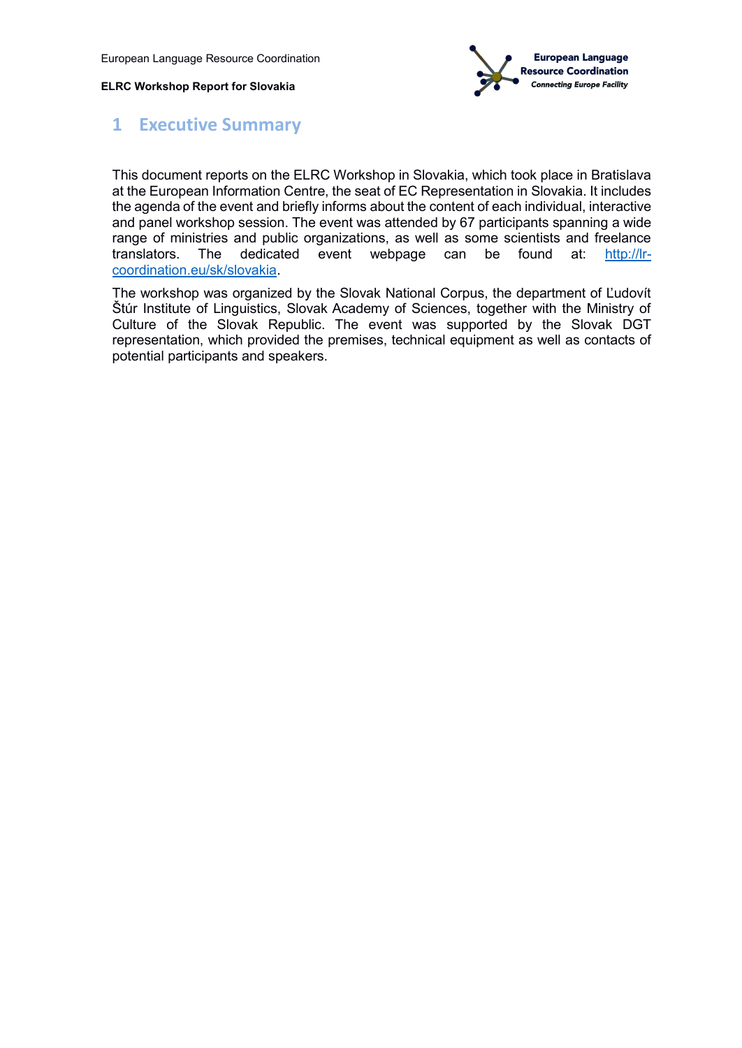# 1 Executive Summary

This document reports on the ELRC Workshop in Slovakia, which took place in Bratislava at the European Information Centre, the seat of EC Representation in Slovakia. It includes the agenda of the event and briefly informs about the content of each individual, interactive and panel workshop session. The event was attended by 67 participants spanning a wide range of ministries and public organizations, as well as some scientists and freelance translators. The dedicated event webpage can be found at: [http://lr-coordination.eu/sk/slovakia](http://lr-coordination.eu/sk/slovakia).

The workshop was organized by the Slovak National Corpus, the department of Ľudovít Štúr Institute of Linguistics, Slovak Academy of Sciences, together with the Ministry of Culture of the Slovak Republic. The event was supported by the Slovak DGT representation, which provided the premises, technical equipment as well as contacts of potential participants and speakers.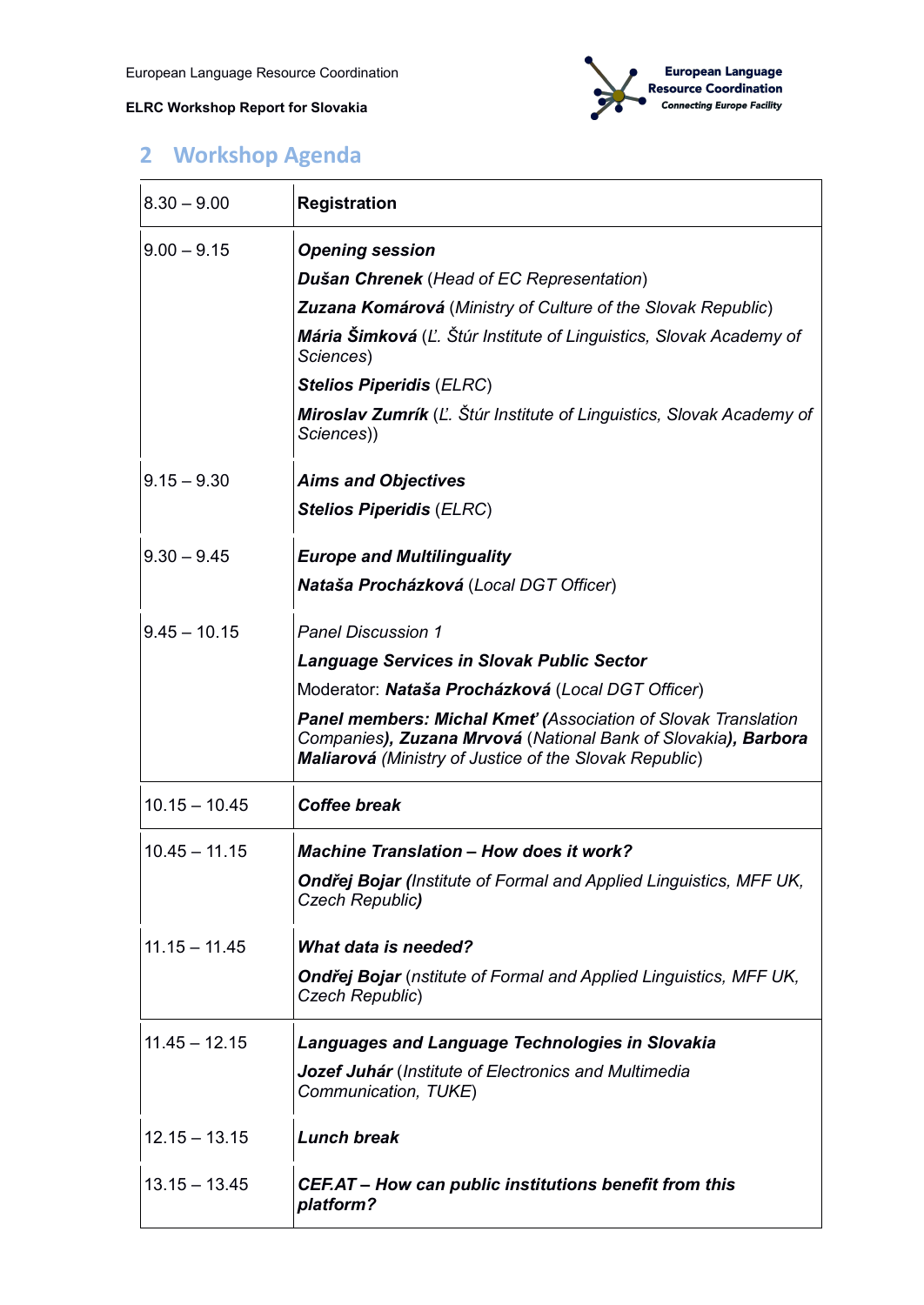## 2 Workshop Agenda

| | |
|---|---|
| 8.30 – 9.00 | **Registration** |
| 9.00 – 9.15 | ***Opening session***<br>***Dušan Chrenek*** (*Head of EC Representation*)<br>***Zuzana Komárová*** (*Ministry of Culture of the Slovak Republic*)<br>***Mária Šimková*** (*Ľ. Štúr Institute of Linguistics, Slovak Academy of Sciences*)<br>***Stelios Piperidis*** (*ELRC*)<br>***Miroslav Zumrík*** (*Ľ. Štúr Institute of Linguistics, Slovak Academy of Sciences*)) |
| 9.15 – 9.30 | ***Aims and Objectives***<br>***Stelios Piperidis*** (*ELRC*) |
| 9.30 – 9.45 | ***Europe and Multilinguality***<br>***Nataša Procházková*** (*Local DGT Officer*) |
| 9.45 – 10.15 | *Panel Discussion 1*<br>***Language Services in Slovak Public Sector***<br>Moderator: ***Nataša Procházková*** (*Local DGT Officer*)<br>***Panel members: Michal Kmeť*** (*Association of Slovak Translation Companies*)***, Zuzana Mrvová*** (*National Bank of Slovakia*)***, Barbora Maliarová*** (*Ministry of Justice of the Slovak Republic*) |
| 10.15 – 10.45 | ***Coffee break*** |
| 10.45 – 11.15 | ***Machine Translation – How does it work?***<br>***Ondřej Bojar (****Institute of Formal and Applied Linguistics, MFF UK, Czech Republic****)*** |
| 11.15 – 11.45 | ***What data is needed?***<br>***Ondřej Bojar*** (*nstitute of Formal and Applied Linguistics, MFF UK, Czech Republic*) |
| 11.45 – 12.15 | ***Languages and Language Technologies in Slovakia***<br>***Jozef Juhár*** (*Institute of Electronics and Multimedia Communication, TUKE*) |
| 12.15 – 13.15 | ***Lunch break*** |
| 13.15 – 13.45 | ***CEF.AT – How can public institutions benefit from this platform?*** |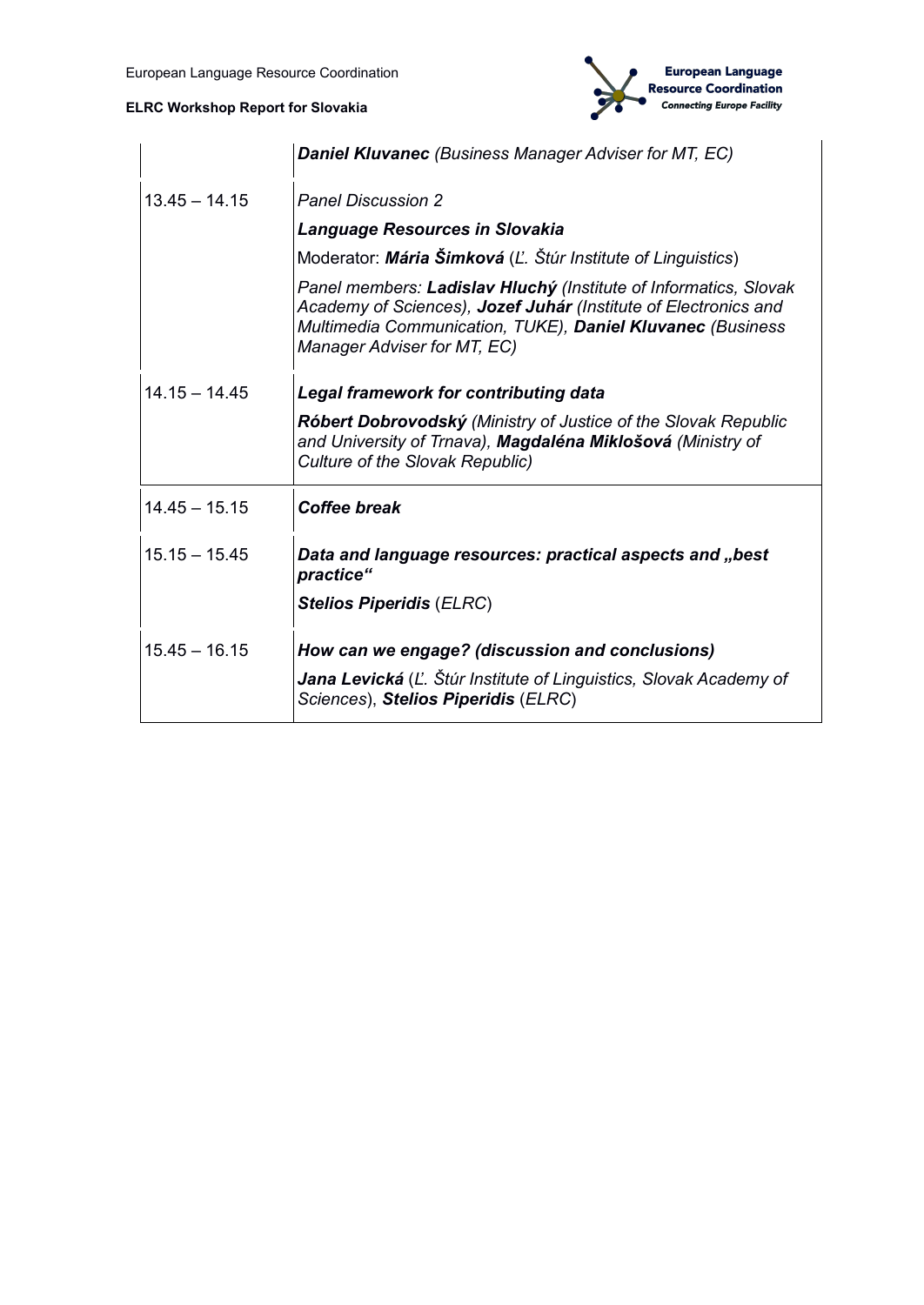| | |
|---|---|
| | ***Daniel Kluvanec*** *(Business Manager Adviser for MT, EC)* |
| 13.45 – 14.15 | *Panel Discussion 2*<br>***Language Resources in Slovakia***<br>Moderator: ***Mária Šimková*** (*Ľ. Štúr Institute of Linguistics*)<br>*Panel members:* ***Ladislav Hluchý*** *(Institute of Informatics, Slovak Academy of Sciences),* ***Jozef Juhár*** *(Institute of Electronics and Multimedia Communication, TUKE),* ***Daniel Kluvanec*** *(Business Manager Adviser for MT, EC)* |
| 14.15 – 14.45 | ***Legal framework for contributing data***<br>***Róbert Dobrovodský*** *(Ministry of Justice of the Slovak Republic and University of Trnava),* ***Magdaléna Miklošová*** *(Ministry of Culture of the Slovak Republic)* |
| 14.45 – 15.15 | ***Coffee break*** |
| 15.15 – 15.45 | ***Data and language resources: practical aspects and „best practice"***<br>***Stelios Piperidis*** (*ELRC*) |
| 15.45 – 16.15 | ***How can we engage? (discussion and conclusions)***<br>***Jana Levická*** (*Ľ. Štúr Institute of Linguistics, Slovak Academy of Sciences*), ***Stelios Piperidis*** (*ELRC*) |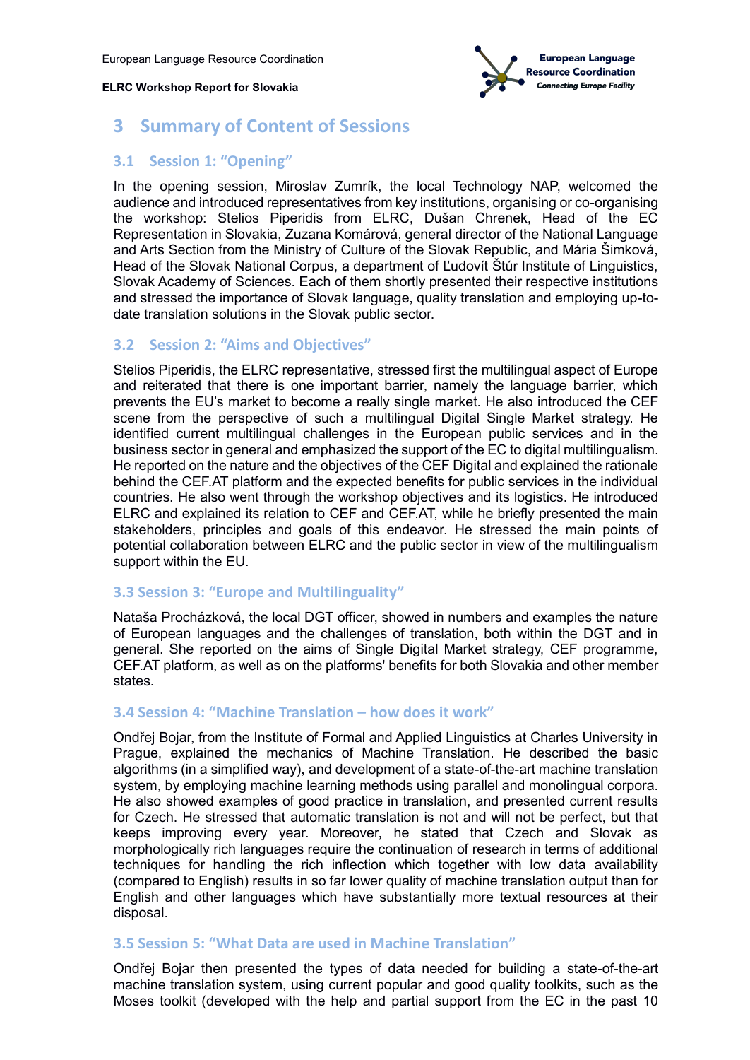# 3 Summary of Content of Sessions

## 3.1 Session 1: "Opening"

In the opening session, Miroslav Zumrík, the local Technology NAP, welcomed the audience and introduced representatives from key institutions, organising or co-organising the workshop: Stelios Piperidis from ELRC, Dušan Chrenek, Head of the EC Representation in Slovakia, Zuzana Komárová, general director of the National Language and Arts Section from the Ministry of Culture of the Slovak Republic, and Mária Šimková, Head of the Slovak National Corpus, a department of Ľudovít Štúr Institute of Linguistics, Slovak Academy of Sciences. Each of them shortly presented their respective institutions and stressed the importance of Slovak language, quality translation and employing up-to-date translation solutions in the Slovak public sector.

## 3.2 Session 2: "Aims and Objectives"

Stelios Piperidis, the ELRC representative, stressed first the multilingual aspect of Europe and reiterated that there is one important barrier, namely the language barrier, which prevents the EU's market to become a really single market. He also introduced the CEF scene from the perspective of such a multilingual Digital Single Market strategy. He identified current multilingual challenges in the European public services and in the business sector in general and emphasized the support of the EC to digital multilingualism. He reported on the nature and the objectives of the CEF Digital and explained the rationale behind the CEF.AT platform and the expected benefits for public services in the individual countries. He also went through the workshop objectives and its logistics. He introduced ELRC and explained its relation to CEF and CEF.AT, while he briefly presented the main stakeholders, principles and goals of this endeavor. He stressed the main points of potential collaboration between ELRC and the public sector in view of the multilingualism support within the EU.

## 3.3 Session 3: "Europe and Multilinguality"

Nataša Procházková, the local DGT officer, showed in numbers and examples the nature of European languages and the challenges of translation, both within the DGT and in general. She reported on the aims of Single Digital Market strategy, CEF programme, CEF.AT platform, as well as on the platforms' benefits for both Slovakia and other member states.

## 3.4 Session 4: "Machine Translation – how does it work"

Ondřej Bojar, from the Institute of Formal and Applied Linguistics at Charles University in Prague, explained the mechanics of Machine Translation. He described the basic algorithms (in a simplified way), and development of a state-of-the-art machine translation system, by employing machine learning methods using parallel and monolingual corpora. He also showed examples of good practice in translation, and presented current results for Czech. He stressed that automatic translation is not and will not be perfect, but that keeps improving every year. Moreover, he stated that Czech and Slovak as morphologically rich languages require the continuation of research in terms of additional techniques for handling the rich inflection which together with low data availability (compared to English) results in so far lower quality of machine translation output than for English and other languages which have substantially more textual resources at their disposal.

## 3.5 Session 5: "What Data are used in Machine Translation"

Ondřej Bojar then presented the types of data needed for building a state-of-the-art machine translation system, using current popular and good quality toolkits, such as the Moses toolkit (developed with the help and partial support from the EC in the past 10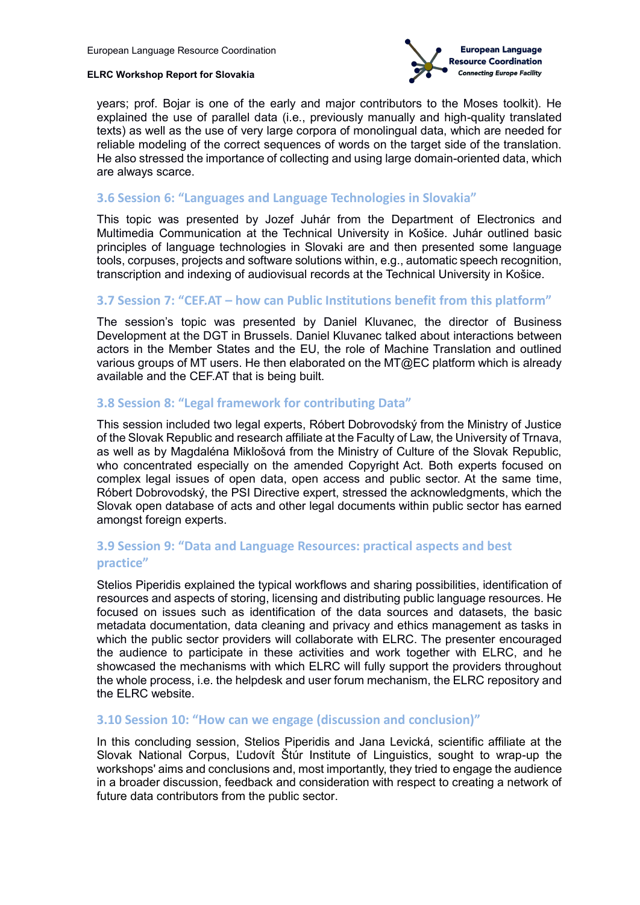years; prof. Bojar is one of the early and major contributors to the Moses toolkit). He explained the use of parallel data (i.e., previously manually and high-quality translated texts) as well as the use of very large corpora of monolingual data, which are needed for reliable modeling of the correct sequences of words on the target side of the translation. He also stressed the importance of collecting and using large domain-oriented data, which are always scarce.

### 3.6 Session 6: "Languages and Language Technologies in Slovakia"

This topic was presented by Jozef Juhár from the Department of Electronics and Multimedia Communication at the Technical University in Košice. Juhár outlined basic principles of language technologies in Slovaki are and then presented some language tools, corpuses, projects and software solutions within, e.g., automatic speech recognition, transcription and indexing of audiovisual records at the Technical University in Košice.

### 3.7 Session 7: "CEF.AT – how can Public Institutions benefit from this platform"

The session's topic was presented by Daniel Kluvanec, the director of Business Development at the DGT in Brussels. Daniel Kluvanec talked about interactions between actors in the Member States and the EU, the role of Machine Translation and outlined various groups of MT users. He then elaborated on the MT@EC platform which is already available and the CEF.AT that is being built.

### 3.8 Session 8: "Legal framework for contributing Data"

This session included two legal experts, Róbert Dobrovodský from the Ministry of Justice of the Slovak Republic and research affiliate at the Faculty of Law, the University of Trnava, as well as by Magdaléna Miklošová from the Ministry of Culture of the Slovak Republic, who concentrated especially on the amended Copyright Act. Both experts focused on complex legal issues of open data, open access and public sector. At the same time, Róbert Dobrovodský, the PSI Directive expert, stressed the acknowledgments, which the Slovak open database of acts and other legal documents within public sector has earned amongst foreign experts.

### 3.9 Session 9: "Data and Language Resources: practical aspects and best practice"

Stelios Piperidis explained the typical workflows and sharing possibilities, identification of resources and aspects of storing, licensing and distributing public language resources. He focused on issues such as identification of the data sources and datasets, the basic metadata documentation, data cleaning and privacy and ethics management as tasks in which the public sector providers will collaborate with ELRC. The presenter encouraged the audience to participate in these activities and work together with ELRC, and he showcased the mechanisms with which ELRC will fully support the providers throughout the whole process, i.e. the helpdesk and user forum mechanism, the ELRC repository and the ELRC website.

### 3.10 Session 10: "How can we engage (discussion and conclusion)"

In this concluding session, Stelios Piperidis and Jana Levická, scientific affiliate at the Slovak National Corpus, Ľudovít Štúr Institute of Linguistics, sought to wrap-up the workshops' aims and conclusions and, most importantly, they tried to engage the audience in a broader discussion, feedback and consideration with respect to creating a network of future data contributors from the public sector.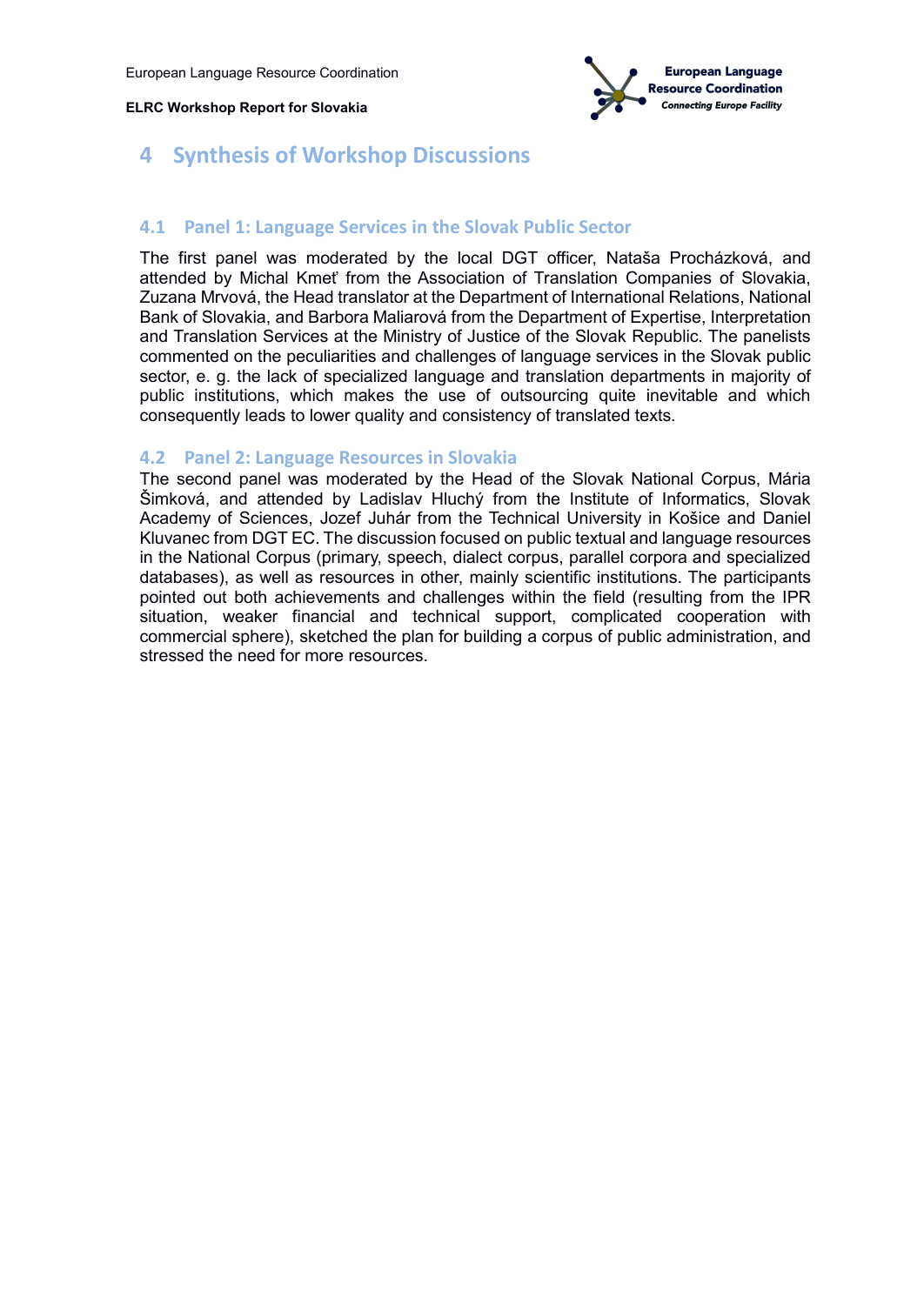# 4 Synthesis of Workshop Discussions

## 4.1 Panel 1: Language Services in the Slovak Public Sector

The first panel was moderated by the local DGT officer, Nataša Procházková, and attended by Michal Kmeť from the Association of Translation Companies of Slovakia, Zuzana Mrvová, the Head translator at the Department of International Relations, National Bank of Slovakia, and Barbora Maliarová from the Department of Expertise, Interpretation and Translation Services at the Ministry of Justice of the Slovak Republic. The panelists commented on the peculiarities and challenges of language services in the Slovak public sector, e. g. the lack of specialized language and translation departments in majority of public institutions, which makes the use of outsourcing quite inevitable and which consequently leads to lower quality and consistency of translated texts.

## 4.2 Panel 2: Language Resources in Slovakia

The second panel was moderated by the Head of the Slovak National Corpus, Mária Šimková, and attended by Ladislav Hluchý from the Institute of Informatics, Slovak Academy of Sciences, Jozef Juhár from the Technical University in Košice and Daniel Kluvanec from DGT EC. The discussion focused on public textual and language resources in the National Corpus (primary, speech, dialect corpus, parallel corpora and specialized databases), as well as resources in other, mainly scientific institutions. The participants pointed out both achievements and challenges within the field (resulting from the IPR situation, weaker financial and technical support, complicated cooperation with commercial sphere), sketched the plan for building a corpus of public administration, and stressed the need for more resources.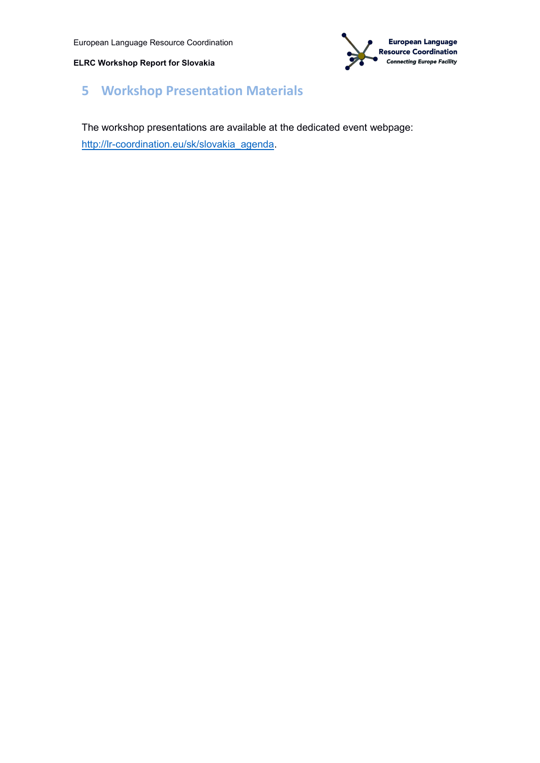## 5 Workshop Presentation Materials

The workshop presentations are available at the dedicated event webpage: http://lr-coordination.eu/sk/slovakia_agenda.